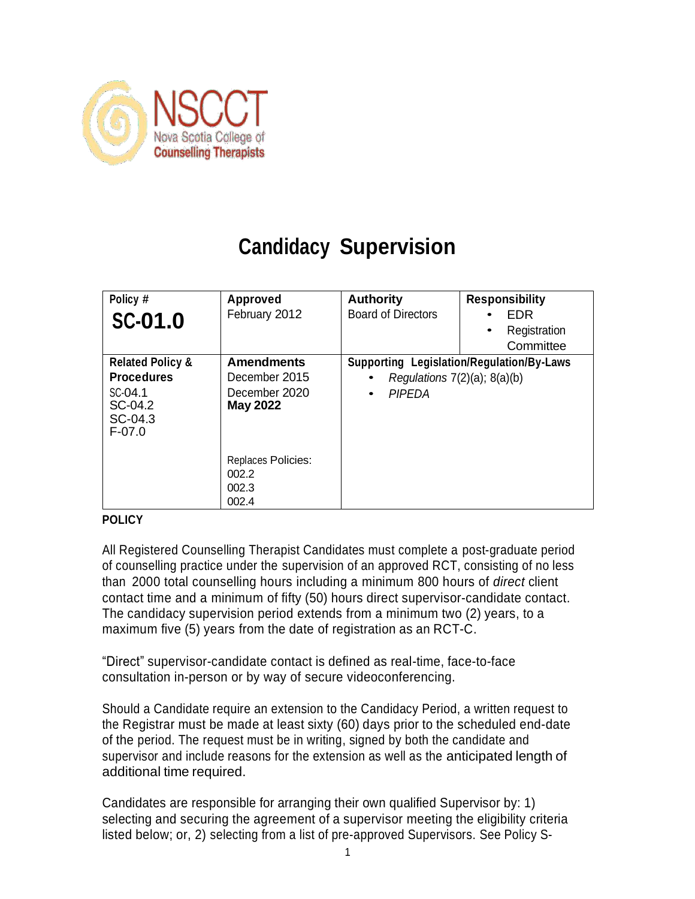NSCCT
Nova Scotia College of
Counselling Therapists

# Candidacy Supervision

| **Policy #** | **Approved** | **Authority** | **Responsibility** |
|---|---|---|---|
| **SC-01.0** | February 2012 | Board of Directors | • EDR<br>• Registration Committee |
| **Related Policy & Procedures**<br>SC-04.1<br>SC-04.2<br>SC-04.3<br>F-07.0 | **Amendments**<br>December 2015<br>December 2020<br>**May 2022**<br><br>Replaces Policies:<br>002.2<br>002.3<br>002.4 | **Supporting Legislation/Regulation/By-Laws**<br>• *Regulations* 7(2)(a); 8(a)(b)<br>• *PIPEDA* | |

**POLICY**

All Registered Counselling Therapist Candidates must complete a post-graduate period of counselling practice under the supervision of an approved RCT, consisting of no less than 2000 total counselling hours including a minimum 800 hours of *direct* client contact time and a minimum of fifty (50) hours direct supervisor-candidate contact. The candidacy supervision period extends from a minimum two (2) years, to a maximum five (5) years from the date of registration as an RCT-C.

"Direct" supervisor-candidate contact is defined as real-time, face-to-face consultation in-person or by way of secure videoconferencing.

Should a Candidate require an extension to the Candidacy Period, a written request to the Registrar must be made at least sixty (60) days prior to the scheduled end-date of the period. The request must be in writing, signed by both the candidate and supervisor and include reasons for the extension as well as the anticipated length of additional time required.

Candidates are responsible for arranging their own qualified Supervisor by: 1) selecting and securing the agreement of a supervisor meeting the eligibility criteria listed below; or, 2) selecting from a list of pre-approved Supervisors. See Policy S-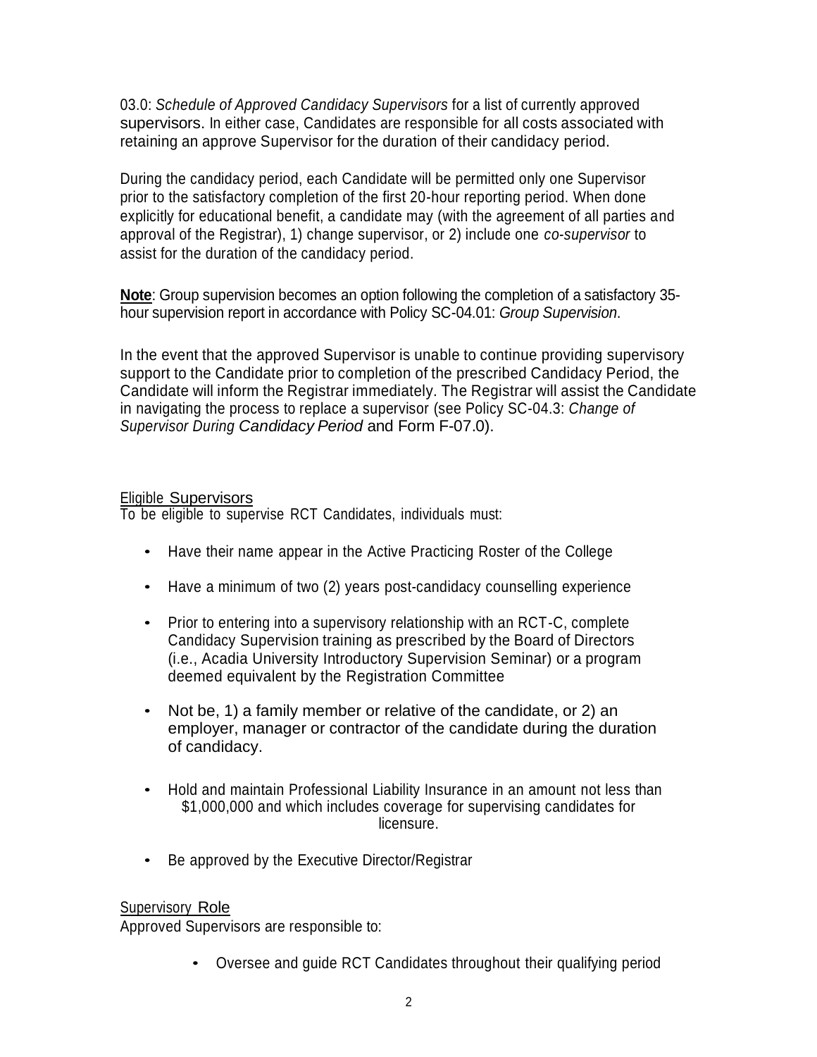03.0: *Schedule of Approved Candidacy Supervisors* for a list of currently approved supervisors. In either case, Candidates are responsible for all costs associated with retaining an approve Supervisor for the duration of their candidacy period.

During the candidacy period, each Candidate will be permitted only one Supervisor prior to the satisfactory completion of the first 20-hour reporting period. When done explicitly for educational benefit, a candidate may (with the agreement of all parties and approval of the Registrar), 1) change supervisor, or 2) include one *co-supervisor* to assist for the duration of the candidacy period.

**Note**: Group supervision becomes an option following the completion of a satisfactory 35-hour supervision report in accordance with Policy SC-04.01: *Group Supervision*.

In the event that the approved Supervisor is unable to continue providing supervisory support to the Candidate prior to completion of the prescribed Candidacy Period, the Candidate will inform the Registrar immediately. The Registrar will assist the Candidate in navigating the process to replace a supervisor (see Policy SC-04.3: *Change of Supervisor During Candidacy Period* and Form F-07.0).

Eligible Supervisors

To be eligible to supervise RCT Candidates, individuals must:

- Have their name appear in the Active Practicing Roster of the College
- Have a minimum of two (2) years post-candidacy counselling experience
- Prior to entering into a supervisory relationship with an RCT-C, complete Candidacy Supervision training as prescribed by the Board of Directors (i.e., Acadia University Introductory Supervision Seminar) or a program deemed equivalent by the Registration Committee
- Not be, 1) a family member or relative of the candidate, or 2) an employer, manager or contractor of the candidate during the duration of candidacy.
- Hold and maintain Professional Liability Insurance in an amount not less than \$1,000,000 and which includes coverage for supervising candidates for licensure.
- Be approved by the Executive Director/Registrar

Supervisory Role

Approved Supervisors are responsible to:

- Oversee and guide RCT Candidates throughout their qualifying period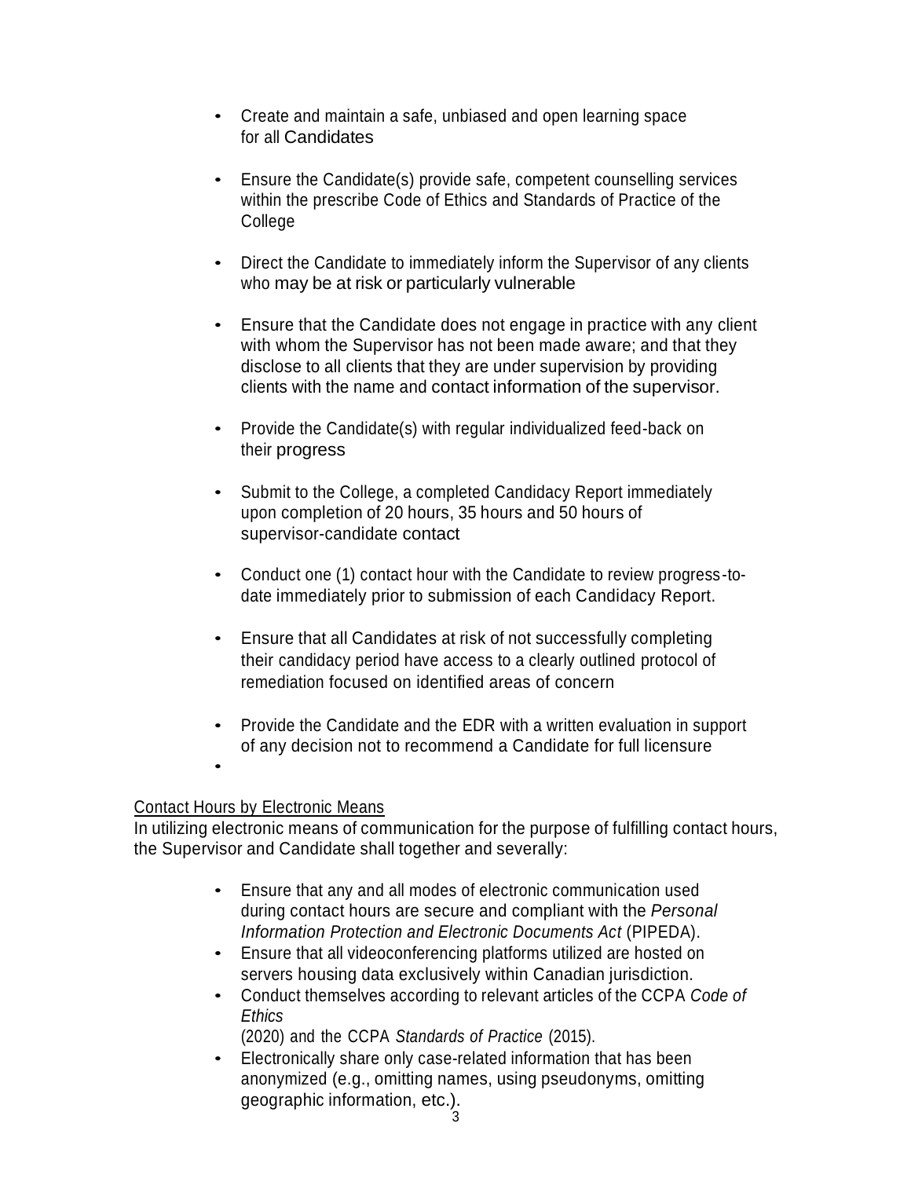- Create and maintain a safe, unbiased and open learning space for all Candidates

- Ensure the Candidate(s) provide safe, competent counselling services within the prescribe Code of Ethics and Standards of Practice of the College

- Direct the Candidate to immediately inform the Supervisor of any clients who may be at risk or particularly vulnerable

- Ensure that the Candidate does not engage in practice with any client with whom the Supervisor has not been made aware; and that they disclose to all clients that they are under supervision by providing clients with the name and contact information of the supervisor.

- Provide the Candidate(s) with regular individualized feed-back on their progress

- Submit to the College, a completed Candidacy Report immediately upon completion of 20 hours, 35 hours and 50 hours of supervisor-candidate contact

- Conduct one (1) contact hour with the Candidate to review progress-to-date immediately prior to submission of each Candidacy Report.

- Ensure that all Candidates at risk of not successfully completing their candidacy period have access to a clearly outlined protocol of remediation focused on identified areas of concern

- Provide the Candidate and the EDR with a written evaluation in support of any decision not to recommend a Candidate for full licensure

<u>Contact Hours by Electronic Means</u>

In utilizing electronic means of communication for the purpose of fulfilling contact hours, the Supervisor and Candidate shall together and severally:

- Ensure that any and all modes of electronic communication used during contact hours are secure and compliant with the *Personal Information Protection and Electronic Documents Act* (PIPEDA).
- Ensure that all videoconferencing platforms utilized are hosted on servers housing data exclusively within Canadian jurisdiction.
- Conduct themselves according to relevant articles of the CCPA *Code of Ethics* (2020) and the CCPA *Standards of Practice* (2015).
- Electronically share only case-related information that has been anonymized (e.g., omitting names, using pseudonyms, omitting geographic information, etc.).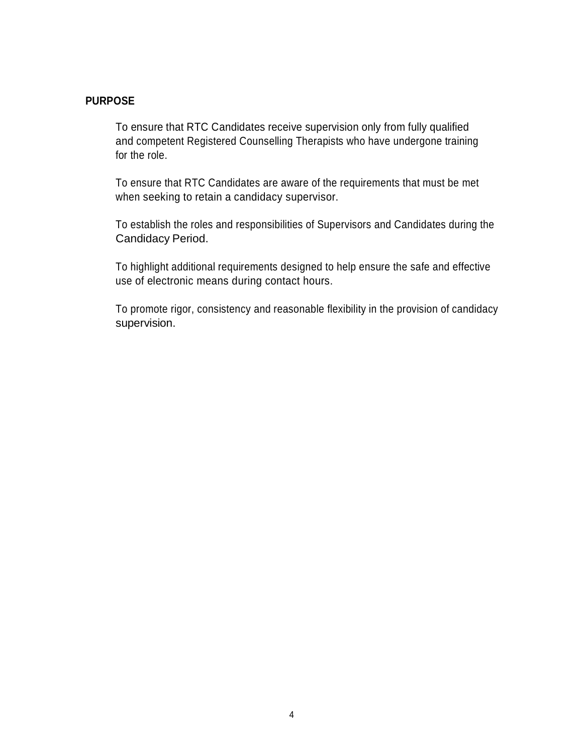**PURPOSE**

To ensure that RTC Candidates receive supervision only from fully qualified and competent Registered Counselling Therapists who have undergone training for the role.

To ensure that RTC Candidates are aware of the requirements that must be met when seeking to retain a candidacy supervisor.

To establish the roles and responsibilities of Supervisors and Candidates during the Candidacy Period.

To highlight additional requirements designed to help ensure the safe and effective use of electronic means during contact hours.

To promote rigor, consistency and reasonable flexibility in the provision of candidacy supervision.